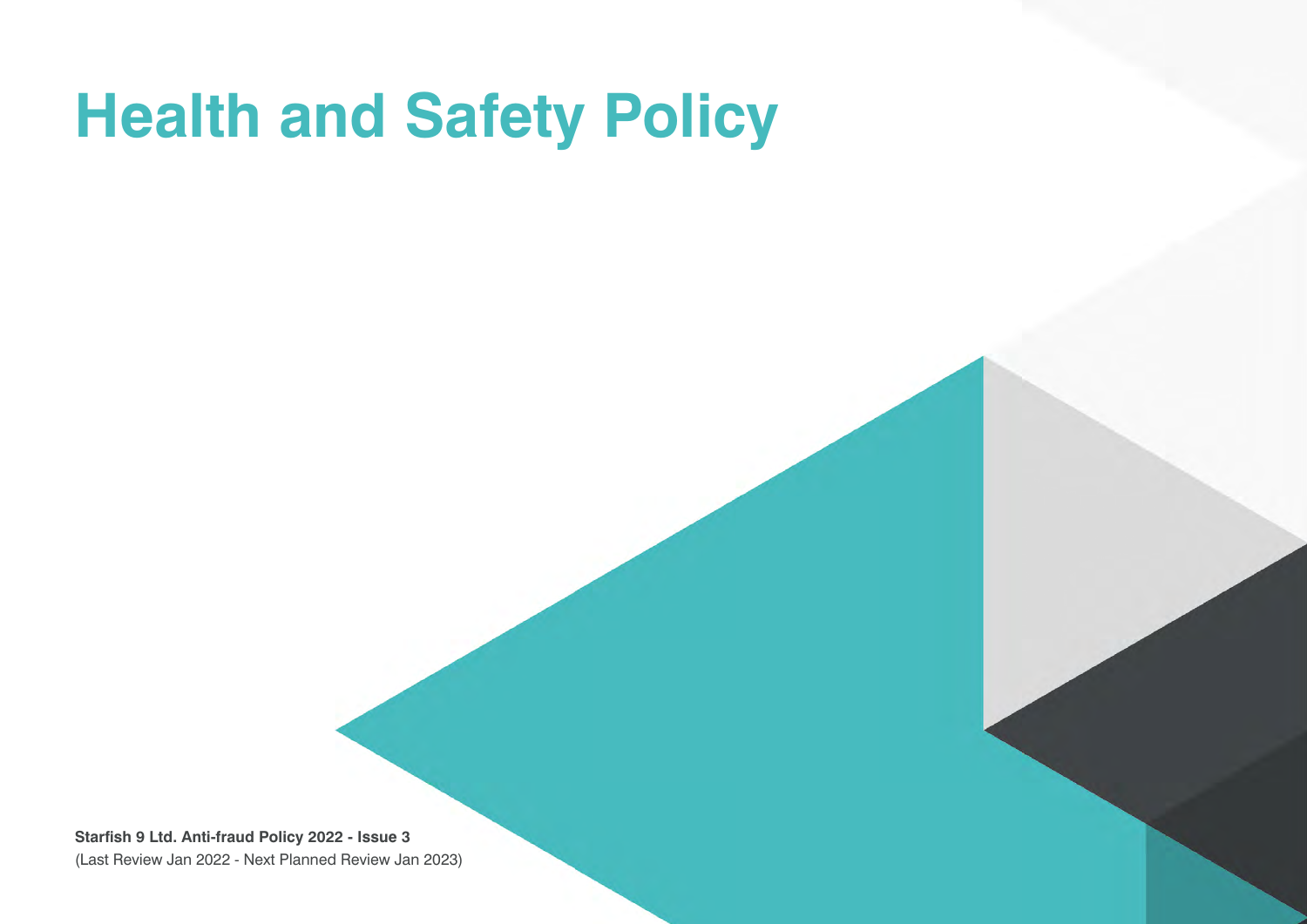# Health and Safety Policy

**Starfish 9 Ltd. Anti-fraud Policy 2022 - Issue 3**
(Last Review Jan 2022 - Next Planned Review Jan 2023)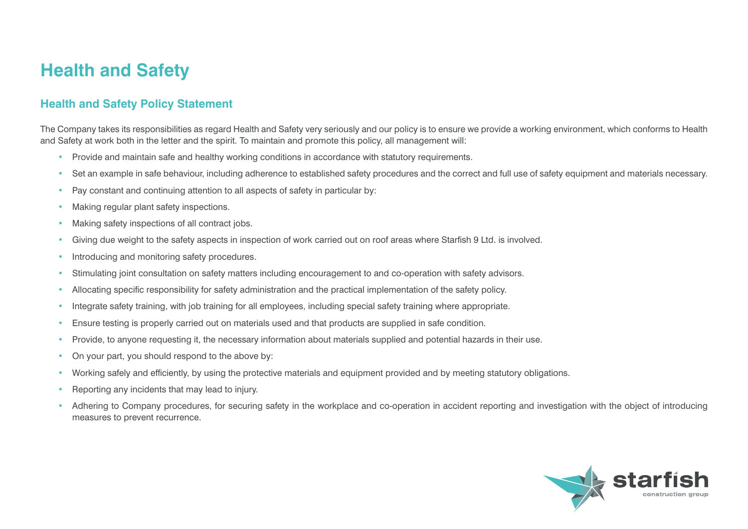# Health and Safety

## Health and Safety Policy Statement

The Company takes its responsibilities as regard Health and Safety very seriously and our policy is to ensure we provide a working environment, which conforms to Health and Safety at work both in the letter and the spirit. To maintain and promote this policy, all management will:

- Provide and maintain safe and healthy working conditions in accordance with statutory requirements.
- Set an example in safe behaviour, including adherence to established safety procedures and the correct and full use of safety equipment and materials necessary.
- Pay constant and continuing attention to all aspects of safety in particular by:
- Making regular plant safety inspections.
- Making safety inspections of all contract jobs.
- Giving due weight to the safety aspects in inspection of work carried out on roof areas where Starfish 9 Ltd. is involved.
- Introducing and monitoring safety procedures.
- Stimulating joint consultation on safety matters including encouragement to and co-operation with safety advisors.
- Allocating specific responsibility for safety administration and the practical implementation of the safety policy.
- Integrate safety training, with job training for all employees, including special safety training where appropriate.
- Ensure testing is properly carried out on materials used and that products are supplied in safe condition.
- Provide, to anyone requesting it, the necessary information about materials supplied and potential hazards in their use.
- On your part, you should respond to the above by:
- Working safely and efficiently, by using the protective materials and equipment provided and by meeting statutory obligations.
- Reporting any incidents that may lead to injury.
- Adhering to Company procedures, for securing safety in the workplace and co-operation in accident reporting and investigation with the object of introducing measures to prevent recurrence.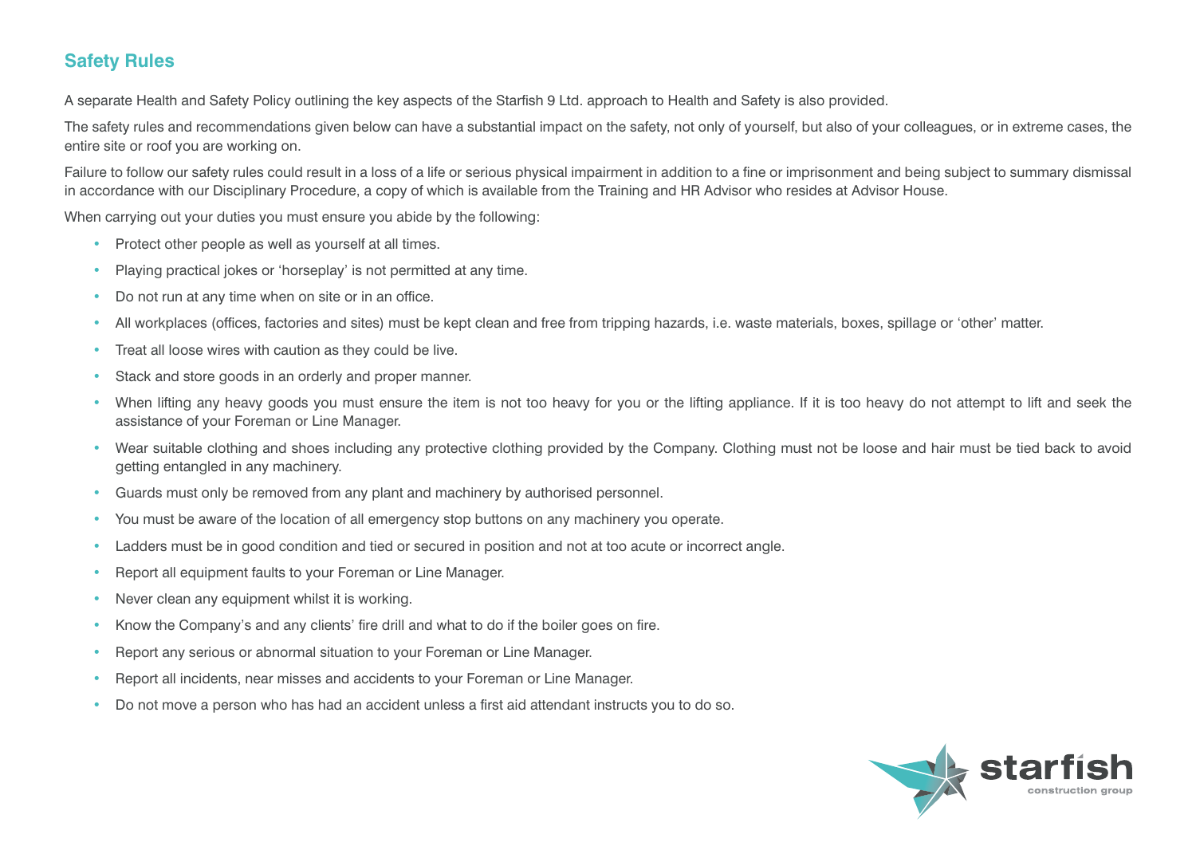## Safety Rules

A separate Health and Safety Policy outlining the key aspects of the Starfish 9 Ltd. approach to Health and Safety is also provided.

The safety rules and recommendations given below can have a substantial impact on the safety, not only of yourself, but also of your colleagues, or in extreme cases, the entire site or roof you are working on.

Failure to follow our safety rules could result in a loss of a life or serious physical impairment in addition to a fine or imprisonment and being subject to summary dismissal in accordance with our Disciplinary Procedure, a copy of which is available from the Training and HR Advisor who resides at Advisor House.

When carrying out your duties you must ensure you abide by the following:

- Protect other people as well as yourself at all times.
- Playing practical jokes or 'horseplay' is not permitted at any time.
- Do not run at any time when on site or in an office.
- All workplaces (offices, factories and sites) must be kept clean and free from tripping hazards, i.e. waste materials, boxes, spillage or 'other' matter.
- Treat all loose wires with caution as they could be live.
- Stack and store goods in an orderly and proper manner.
- When lifting any heavy goods you must ensure the item is not too heavy for you or the lifting appliance. If it is too heavy do not attempt to lift and seek the assistance of your Foreman or Line Manager.
- Wear suitable clothing and shoes including any protective clothing provided by the Company. Clothing must not be loose and hair must be tied back to avoid getting entangled in any machinery.
- Guards must only be removed from any plant and machinery by authorised personnel.
- You must be aware of the location of all emergency stop buttons on any machinery you operate.
- Ladders must be in good condition and tied or secured in position and not at too acute or incorrect angle.
- Report all equipment faults to your Foreman or Line Manager.
- Never clean any equipment whilst it is working.
- Know the Company's and any clients' fire drill and what to do if the boiler goes on fire.
- Report any serious or abnormal situation to your Foreman or Line Manager.
- Report all incidents, near misses and accidents to your Foreman or Line Manager.
- Do not move a person who has had an accident unless a first aid attendant instructs you to do so.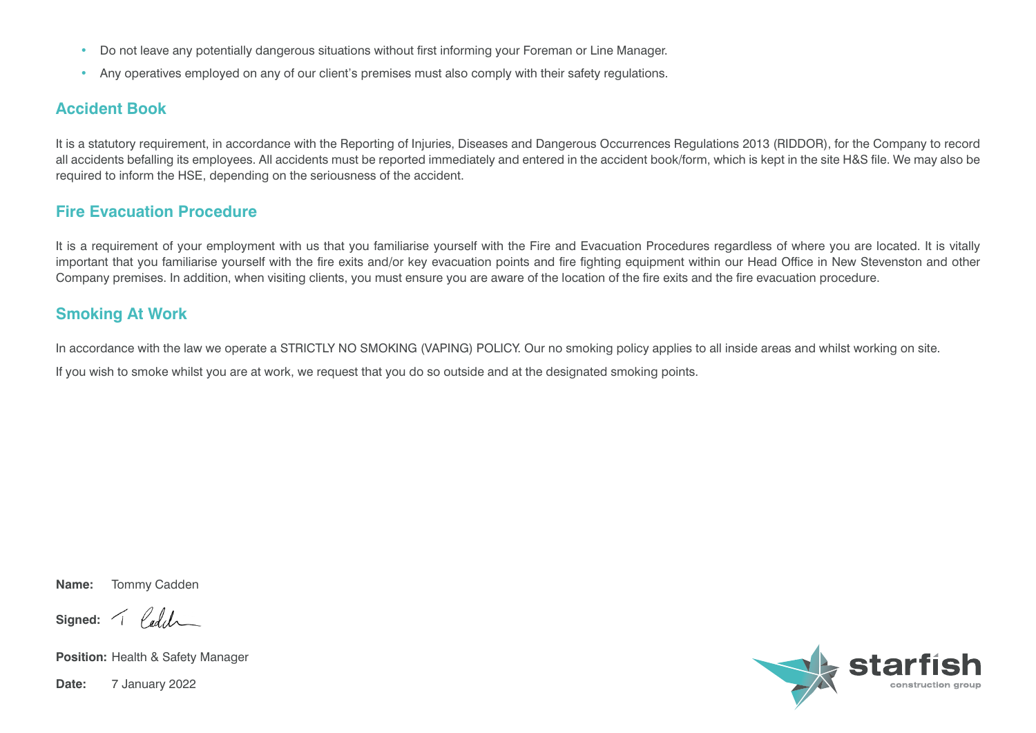- Do not leave any potentially dangerous situations without first informing your Foreman or Line Manager.
- Any operatives employed on any of our client's premises must also comply with their safety regulations.

## Accident Book

It is a statutory requirement, in accordance with the Reporting of Injuries, Diseases and Dangerous Occurrences Regulations 2013 (RIDDOR), for the Company to record all accidents befalling its employees. All accidents must be reported immediately and entered in the accident book/form, which is kept in the site H&S file. We may also be required to inform the HSE, depending on the seriousness of the accident.

## Fire Evacuation Procedure

It is a requirement of your employment with us that you familiarise yourself with the Fire and Evacuation Procedures regardless of where you are located. It is vitally important that you familiarise yourself with the fire exits and/or key evacuation points and fire fighting equipment within our Head Office in New Stevenston and other Company premises. In addition, when visiting clients, you must ensure you are aware of the location of the fire exits and the fire evacuation procedure.

## Smoking At Work

In accordance with the law we operate a STRICTLY NO SMOKING (VAPING) POLICY. Our no smoking policy applies to all inside areas and whilst working on site.

If you wish to smoke whilst you are at work, we request that you do so outside and at the designated smoking points.

**Name:** Tommy Cadden

**Signed:** T Cadden

**Position:** Health & Safety Manager

**Date:** 7 January 2022

starfish construction group